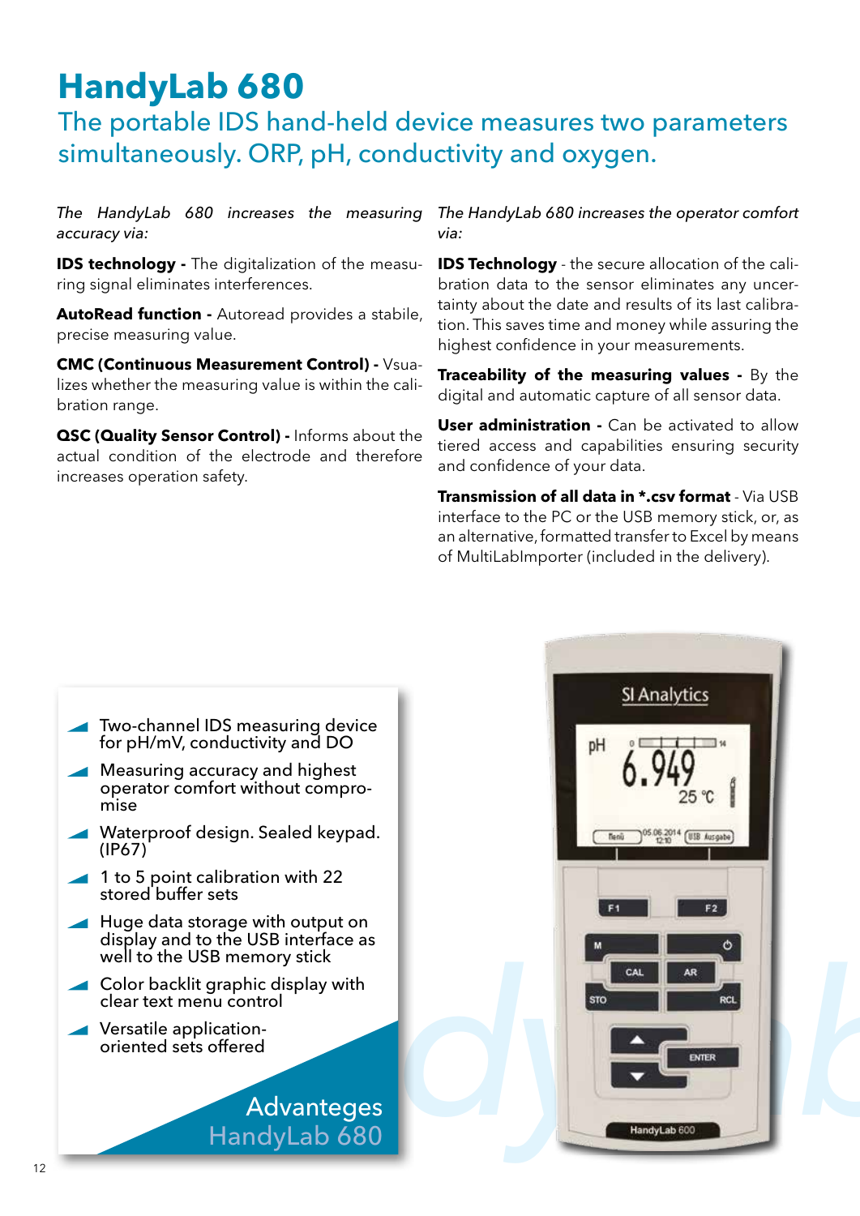# HandyLab 680

## The portable IDS hand-held device measures two parameters simultaneously. ORP, pH, conductivity and oxygen.

*The HandyLab 680 increases the measuring accuracy via:*

**IDS technology -** The digitalization of the measuring signal eliminates interferences.

**AutoRead function -** Autoread provides a stabile, precise measuring value.

**CMC (Continuous Measurement Control) -** Vsualizes whether the measuring value is within the calibration range.

**QSC (Quality Sensor Control) -** Informs about the actual condition of the electrode and therefore increases operation safety.

*The HandyLab 680 increases the operator comfort via:*

**IDS Technology** - the secure allocation of the calibration data to the sensor eliminates any uncertainty about the date and results of its last calibration. This saves time and money while assuring the highest confidence in your measurements.

**Traceability of the measuring values -** By the digital and automatic capture of all sensor data.

**User administration -** Can be activated to allow tiered access and capabilities ensuring security and confidence of your data.

**Transmission of all data in *.csv format** - Via USB interface to the PC or the USB memory stick, or, as an alternative, formatted transfer to Excel by means of MultiLabImporter (included in the delivery).

- Two-channel IDS measuring device for pH/mV, conductivity and DO
- Measuring accuracy and highest operator comfort without compromise
- Waterproof design. Sealed keypad. (IP67)
- 1 to 5 point calibration with 22 stored buffer sets
- Huge data storage with output on display and to the USB interface as well to the USB memory stick
- Color backlit graphic display with clear text menu control
- Versatile application-oriented sets offered

Advanteges HandyLab 680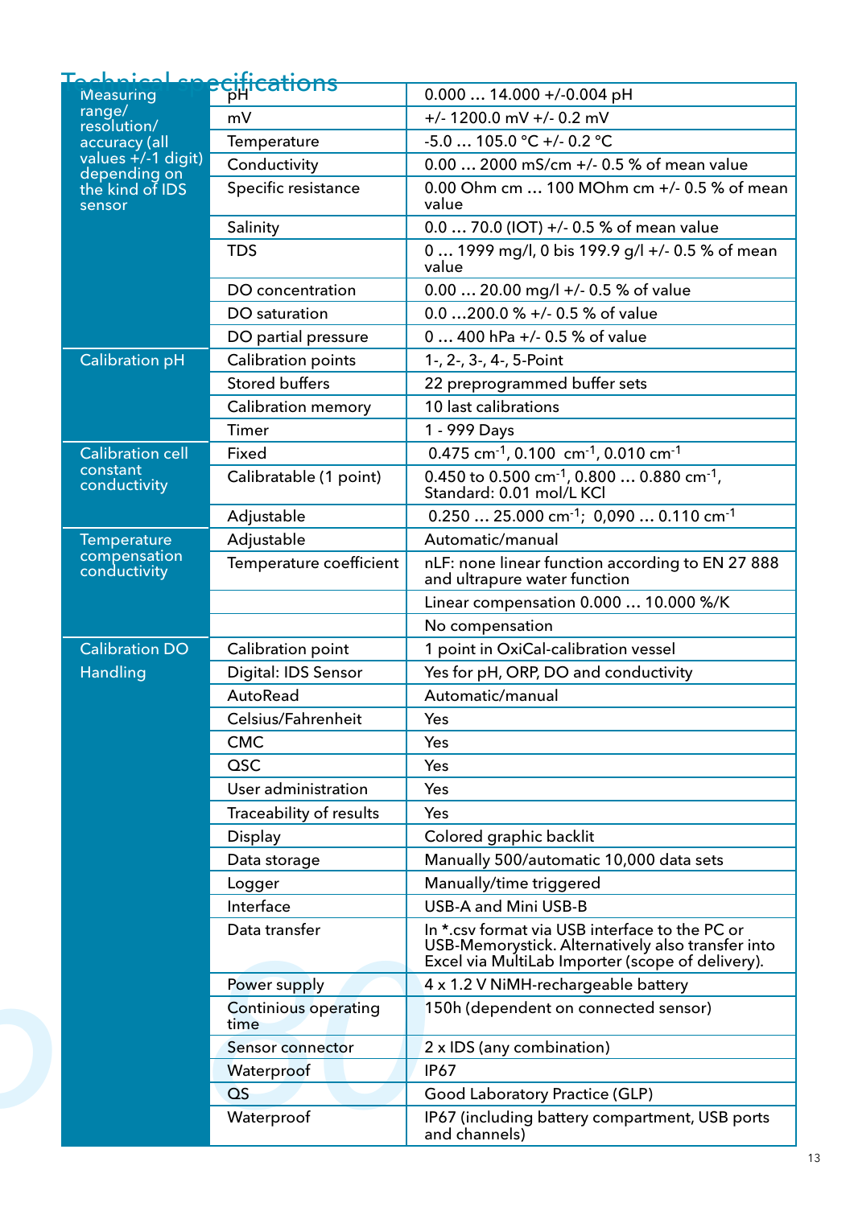# Technical specifications

| | | |
|---|---|---|
| Measuring range/ resolution/ accuracy (all values +/-1 digit) depending on the kind of IDS sensor | pH | 0.000 … 14.000 +/-0.004 pH |
| | mV | +/- 1200.0 mV +/- 0.2 mV |
| | Temperature | -5.0 … 105.0 °C +/- 0.2 °C |
| | Conductivity | 0.00 … 2000 mS/cm +/- 0.5 % of mean value |
| | Specific resistance | 0.00 Ohm cm … 100 MOhm cm +/- 0.5 % of mean value |
| | Salinity | 0.0 … 70.0 (IOT) +/- 0.5 % of mean value |
| | TDS | 0 … 1999 mg/l, 0 bis 199.9 g/l +/- 0.5 % of mean value |
| | DO concentration | 0.00 … 20.00 mg/l +/- 0.5 % of value |
| | DO saturation | 0.0 …200.0 % +/- 0.5 % of value |
| | DO partial pressure | 0 … 400 hPa +/- 0.5 % of value |
| Calibration pH | Calibration points | 1-, 2-, 3-, 4-, 5-Point |
| | Stored buffers | 22 preprogrammed buffer sets |
| | Calibration memory | 10 last calibrations |
| | Timer | 1 - 999 Days |
| Calibration cell constant conductivity | Fixed | 0.475 $cm^{-1}$, 0.100 $cm^{-1}$, 0.010 $cm^{-1}$ |
| | Calibratable (1 point) | 0.450 to 0.500 $cm^{-1}$, 0.800 … 0.880 $cm^{-1}$, Standard: 0.01 mol/L KCl |
| | Adjustable | 0.250 … 25.000 $cm^{-1}$; 0,090 … 0.110 $cm^{-1}$ |
| Temperature compensation conductivity | Adjustable | Automatic/manual |
| | Temperature coefficient | nLF: none linear function according to EN 27 888 and ultrapure water function |
| | | Linear compensation 0.000 … 10.000 %/K |
| | | No compensation |
| Calibration DO | Calibration point | 1 point in OxiCal-calibration vessel |
| Handling | Digital: IDS Sensor | Yes for pH, ORP, DO and conductivity |
| | AutoRead | Automatic/manual |
| | Celsius/Fahrenheit | Yes |
| | CMC | Yes |
| | QSC | Yes |
| | User administration | Yes |
| | Traceability of results | Yes |
| | Display | Colored graphic backlit |
| | Data storage | Manually 500/automatic 10,000 data sets |
| | Logger | Manually/time triggered |
| | Interface | USB-A and Mini USB-B |
| | Data transfer | In *.csv format via USB interface to the PC or USB-Memorystick. Alternatively also transfer into Excel via MultiLab Importer (scope of delivery). |
| | Power supply | 4 x 1.2 V NiMH-rechargeable battery |
| | Continious operating time | 150h (dependent on connected sensor) |
| | Sensor connector | 2 x IDS (any combination) |
| | Waterproof | IP67 |
| | QS | Good Laboratory Practice (GLP) |
| | Waterproof | IP67 (including battery compartment, USB ports and channels) |